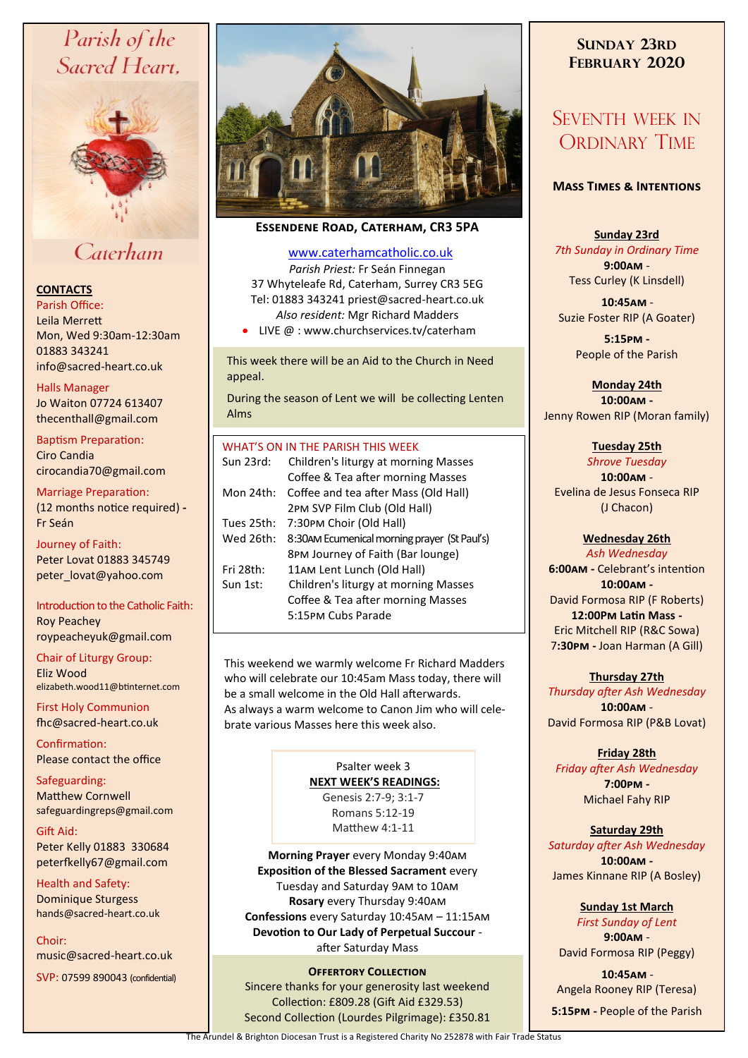# Parish of the Sacred Heart, Caterham

## CONTACTS

Parish Office:
Leila Merrett
Mon, Wed 9:30am-12:30am
01883 343241
info@sacred-heart.co.uk

Halls Manager
Jo Waiton 07724 613407
thecenthall@gmail.com

Baptism Preparation:
Ciro Candia
cirocandia70@gmail.com

Marriage Preparation:
(12 months notice required) - Fr Seán

Journey of Faith:
Peter Lovat 01883 345749
peter_lovat@yahoo.com

Introduction to the Catholic Faith:
Roy Peachey
roypeacheyuk@gmail.com

Chair of Liturgy Group:
Eliz Wood
elizabeth.wood11@btinternet.com

First Holy Communion
fhc@sacred-heart.co.uk

Confirmation:
Please contact the office

Safeguarding:
Matthew Cornwell
safeguardingreps@gmail.com

Gift Aid:
Peter Kelly 01883 330684
peterfkelly67@gmail.com

Health and Safety:
Dominique Sturgess
hands@sacred-heart.co.uk

Choir:
music@sacred-heart.co.uk

SVP: 07599 890043 (confidential)

---

**ESSENDENE ROAD, CATERHAM, CR3 5PA**

www.caterhamcatholic.co.uk
*Parish Priest:* Fr Seán Finnegan
37 Whyteleafe Rd, Caterham, Surrey CR3 5EG
Tel: 01883 343241 priest@sacred-heart.co.uk
*Also resident:* Mgr Richard Madders

- LIVE @ : www.churchservices.tv/caterham

This week there will be an Aid to the Church in Need appeal.

During the season of Lent we will be collecting Lenten Alms

### WHAT'S ON IN THE PARISH THIS WEEK

| | |
|---|---|
| Sun 23rd: | Children's liturgy at morning Masses |
| | Coffee & Tea after morning Masses |
| Mon 24th: | Coffee and tea after Mass (Old Hall) |
| | 2PM SVP Film Club (Old Hall) |
| Tues 25th: | 7:30PM Choir (Old Hall) |
| Wed 26th: | 8:30AM Ecumenical morning prayer (St Paul's) |
| | 8PM Journey of Faith (Bar lounge) |
| Fri 28th: | 11AM Lent Lunch (Old Hall) |
| Sun 1st: | Children's liturgy at morning Masses |
| | Coffee & Tea after morning Masses |
| | 5:15PM Cubs Parade |

This weekend we warmly welcome Fr Richard Madders who will celebrate our 10:45am Mass today, there will be a small welcome in the Old Hall afterwards.
As always a warm welcome to Canon Jim who will celebrate various Masses here this week also.

Psalter week 3
**NEXT WEEK'S READINGS:**
Genesis 2:7-9; 3:1-7
Romans 5:12-19
Matthew 4:1-11

**Morning Prayer** every Monday 9:40AM
**Exposition of the Blessed Sacrament** every Tuesday and Saturday 9AM to 10AM
**Rosary** every Thursday 9:40AM
**Confessions** every Saturday 10:45AM – 11:15AM
**Devotion to Our Lady of Perpetual Succour** - after Saturday Mass

**OFFERTORY COLLECTION**
Sincere thanks for your generosity last weekend
Collection: £809.28 (Gift Aid £329.53)
Second Collection (Lourdes Pilgrimage): £350.81

---

## SUNDAY 23RD FEBRUARY 2020

# SEVENTH WEEK IN ORDINARY TIME

### MASS TIMES & INTENTIONS

**Sunday 23rd**
*7th Sunday in Ordinary Time*
**9:00AM** - Tess Curley (K Linsdell)
**10:45AM** - Suzie Foster RIP (A Goater)
**5:15PM** - People of the Parish

**Monday 24th**
**10:00AM** - Jenny Rowen RIP (Moran family)

**Tuesday 25th**
*Shrove Tuesday*
**10:00AM** - Evelina de Jesus Fonseca RIP (J Chacon)

**Wednesday 26th**
*Ash Wednesday*
**6:00AM** - Celebrant's intention
**10:00AM** - David Formosa RIP (F Roberts)
**12:00PM Latin Mass** - Eric Mitchell RIP (R&C Sowa)
**7:30PM** - Joan Harman (A Gill)

**Thursday 27th**
*Thursday after Ash Wednesday*
**10:00AM** - David Formosa RIP (P&B Lovat)

**Friday 28th**
*Friday after Ash Wednesday*
**7:00PM** - Michael Fahy RIP

**Saturday 29th**
*Saturday after Ash Wednesday*
**10:00AM** - James Kinnane RIP (A Bosley)

**Sunday 1st March**
*First Sunday of Lent*
**9:00AM** - David Formosa RIP (Peggy)
**10:45AM** - Angela Rooney RIP (Teresa)
**5:15PM** - People of the Parish

The Arundel & Brighton Diocesan Trust is a Registered Charity No 252878 with Fair Trade Status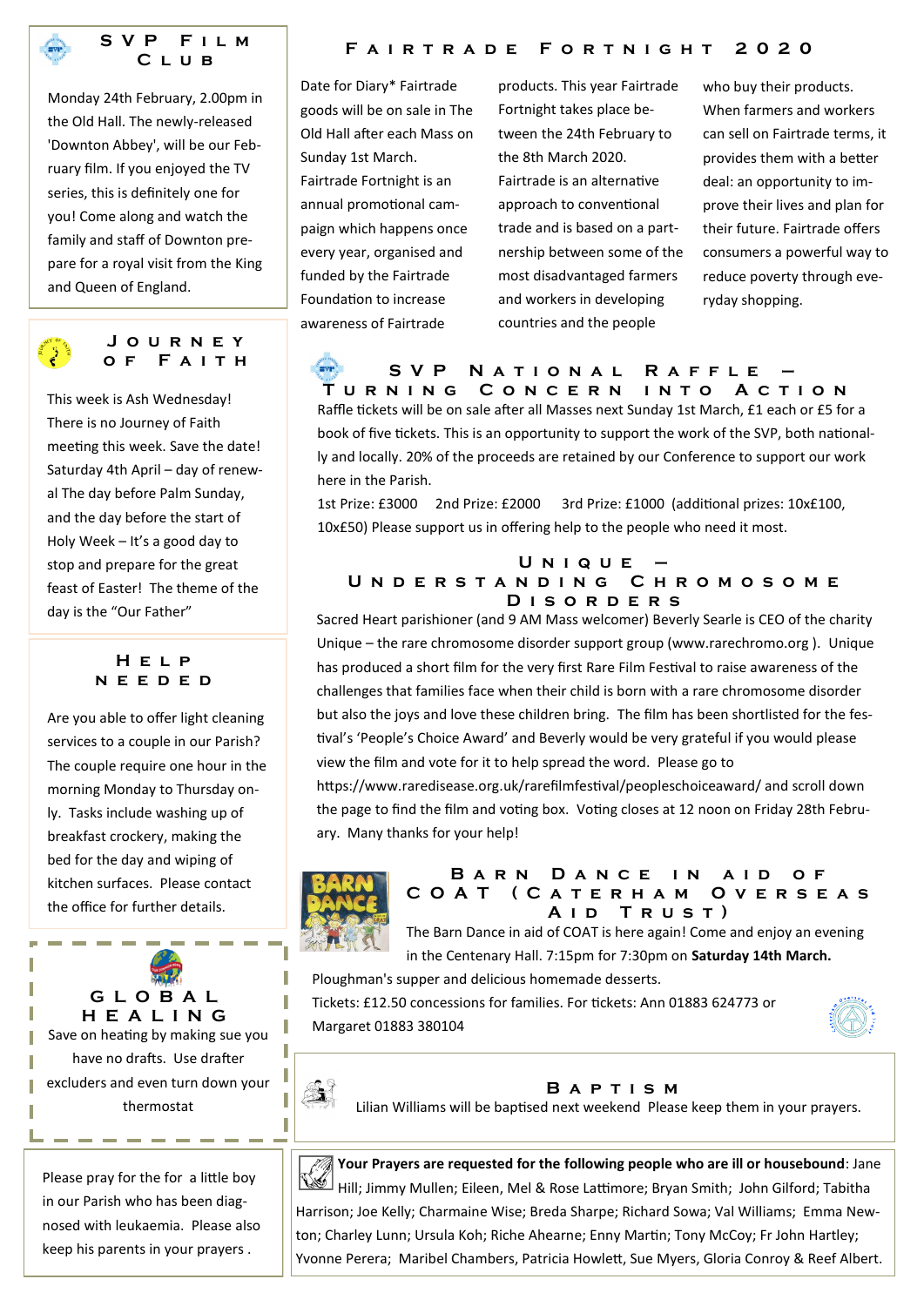## SVP Film Club

Monday 24th February, 2.00pm in the Old Hall. The newly-released 'Downton Abbey', will be our February film. If you enjoyed the TV series, this is definitely one for you! Come along and watch the family and staff of Downton prepare for a royal visit from the King and Queen of England.

## Journey of Faith

This week is Ash Wednesday! There is no Journey of Faith meeting this week. Save the date! Saturday 4th April – day of renewal The day before Palm Sunday, and the day before the start of Holy Week – It's a good day to stop and prepare for the great feast of Easter! The theme of the day is the "Our Father"

## Help Needed

Are you able to offer light cleaning services to a couple in our Parish? The couple require one hour in the morning Monday to Thursday only. Tasks include washing up of breakfast crockery, making the bed for the day and wiping of kitchen surfaces. Please contact the office for further details.

## Global Healing

Save on heating by making sue you have no drafts. Use drafter excluders and even turn down your thermostat

Please pray for the for a little boy in our Parish who has been diagnosed with leukaemia. Please also keep his parents in your prayers .

## Fairtrade Fortnight 2020

Date for Diary* Fairtrade goods will be on sale in The Old Hall after each Mass on Sunday 1st March. Fairtrade Fortnight is an annual promotional campaign which happens once every year, organised and funded by the Fairtrade Foundation to increase awareness of Fairtrade products. This year Fairtrade Fortnight takes place between the 24th February to the 8th March 2020. Fairtrade is an alternative approach to conventional trade and is based on a partnership between some of the most disadvantaged farmers and workers in developing countries and the people who buy their products. When farmers and workers can sell on Fairtrade terms, it provides them with a better deal: an opportunity to improve their lives and plan for their future. Fairtrade offers consumers a powerful way to reduce poverty through everyday shopping.

## SVP National Raffle – Turning Concern into Action

Raffle tickets will be on sale after all Masses next Sunday 1st March, £1 each or £5 for a book of five tickets. This is an opportunity to support the work of the SVP, both nationally and locally. 20% of the proceeds are retained by our Conference to support our work here in the Parish.

1st Prize: £3000 2nd Prize: £2000 3rd Prize: £1000 (additional prizes: 10x£100, 10x£50) Please support us in offering help to the people who need it most.

## Unique – Understanding Chromosome Disorders

Sacred Heart parishioner (and 9 AM Mass welcomer) Beverly Searle is CEO of the charity Unique – the rare chromosome disorder support group (www.rarechromo.org ). Unique has produced a short film for the very first Rare Film Festival to raise awareness of the challenges that families face when their child is born with a rare chromosome disorder but also the joys and love these children bring. The film has been shortlisted for the festival's 'People's Choice Award' and Beverly would be very grateful if you would please view the film and vote for it to help spread the word. Please go to https://www.raredisease.org.uk/rarefilmfestival/peopleschoiceaward/ and scroll down the page to find the film and voting box. Voting closes at 12 noon on Friday 28th February. Many thanks for your help!

## Barn Dance in aid of COAT (Caterham Overseas Aid Trust)

The Barn Dance in aid of COAT is here again! Come and enjoy an evening in the Centenary Hall. 7:15pm for 7:30pm on **Saturday 14th March.**

Ploughman's supper and delicious homemade desserts.

Tickets: £12.50 concessions for families. For tickets: Ann 01883 624773 or Margaret 01883 380104

## Baptism

Lilian Williams will be baptised next weekend Please keep them in your prayers.

**Your Prayers are requested for the following people who are ill or housebound**: Jane Hill; Jimmy Mullen; Eileen, Mel & Rose Lattimore; Bryan Smith; John Gilford; Tabitha Harrison; Joe Kelly; Charmaine Wise; Breda Sharpe; Richard Sowa; Val Williams; Emma Newton; Charley Lunn; Ursula Koh; Riche Ahearne; Enny Martin; Tony McCoy; Fr John Hartley; Yvonne Perera; Maribel Chambers, Patricia Howlett, Sue Myers, Gloria Conroy & Reef Albert.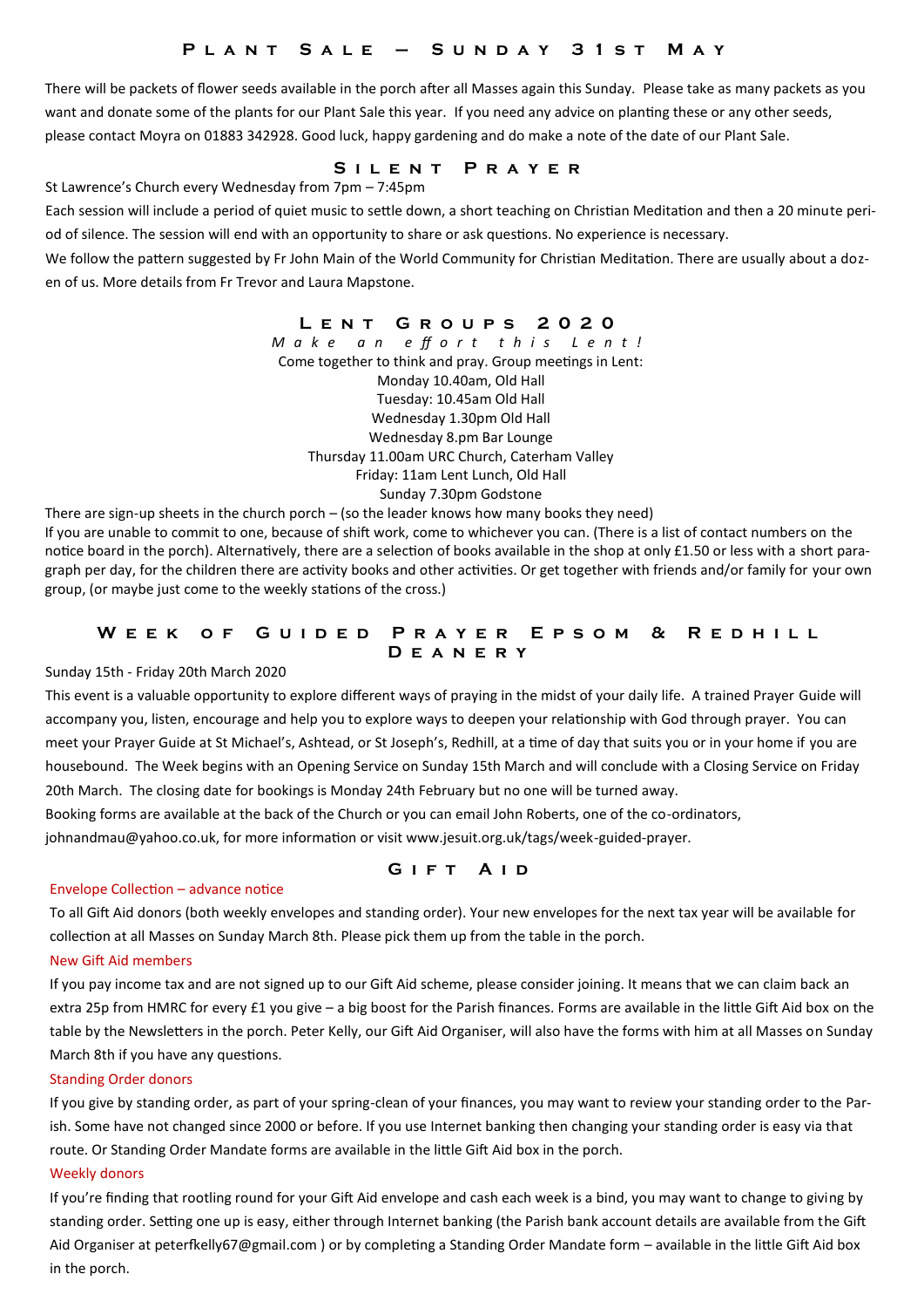## Plant Sale – Sunday 31st May

There will be packets of flower seeds available in the porch after all Masses again this Sunday. Please take as many packets as you want and donate some of the plants for our Plant Sale this year. If you need any advice on planting these or any other seeds, please contact Moyra on 01883 342928. Good luck, happy gardening and do make a note of the date of our Plant Sale.

## Silent Prayer

St Lawrence's Church every Wednesday from 7pm – 7:45pm

Each session will include a period of quiet music to settle down, a short teaching on Christian Meditation and then a 20 minute period of silence. The session will end with an opportunity to share or ask questions. No experience is necessary.

We follow the pattern suggested by Fr John Main of the World Community for Christian Meditation. There are usually about a dozen of us. More details from Fr Trevor and Laura Mapstone.

## Lent Groups 2020

*Make an effort this Lent!*

Come together to think and pray. Group meetings in Lent:

Monday 10.40am, Old Hall
Tuesday: 10.45am Old Hall
Wednesday 1.30pm Old Hall
Wednesday 8.pm Bar Lounge
Thursday 11.00am URC Church, Caterham Valley
Friday: 11am Lent Lunch, Old Hall
Sunday 7.30pm Godstone

There are sign-up sheets in the church porch – (so the leader knows how many books they need)

If you are unable to commit to one, because of shift work, come to whichever you can. (There is a list of contact numbers on the notice board in the porch). Alternatively, there are a selection of books available in the shop at only £1.50 or less with a short paragraph per day, for the children there are activity books and other activities. Or get together with friends and/or family for your own group, (or maybe just come to the weekly stations of the cross.)

## Week of Guided Prayer Epsom & Redhill Deanery

Sunday 15th - Friday 20th March 2020

This event is a valuable opportunity to explore different ways of praying in the midst of your daily life. A trained Prayer Guide will accompany you, listen, encourage and help you to explore ways to deepen your relationship with God through prayer. You can meet your Prayer Guide at St Michael's, Ashtead, or St Joseph's, Redhill, at a time of day that suits you or in your home if you are housebound. The Week begins with an Opening Service on Sunday 15th March and will conclude with a Closing Service on Friday 20th March. The closing date for bookings is Monday 24th February but no one will be turned away.

Booking forms are available at the back of the Church or you can email John Roberts, one of the co-ordinators, johnandmau@yahoo.co.uk, for more information or visit www.jesuit.org.uk/tags/week-guided-prayer.

## Gift Aid

### Envelope Collection – advance notice

To all Gift Aid donors (both weekly envelopes and standing order). Your new envelopes for the next tax year will be available for collection at all Masses on Sunday March 8th. Please pick them up from the table in the porch.

### New Gift Aid members

If you pay income tax and are not signed up to our Gift Aid scheme, please consider joining. It means that we can claim back an extra 25p from HMRC for every £1 you give – a big boost for the Parish finances. Forms are available in the little Gift Aid box on the table by the Newsletters in the porch. Peter Kelly, our Gift Aid Organiser, will also have the forms with him at all Masses on Sunday March 8th if you have any questions.

### Standing Order donors

If you give by standing order, as part of your spring-clean of your finances, you may want to review your standing order to the Parish. Some have not changed since 2000 or before. If you use Internet banking then changing your standing order is easy via that route. Or Standing Order Mandate forms are available in the little Gift Aid box in the porch.

### Weekly donors

If you're finding that rootling round for your Gift Aid envelope and cash each week is a bind, you may want to change to giving by standing order. Setting one up is easy, either through Internet banking (the Parish bank account details are available from the Gift Aid Organiser at peterfkelly67@gmail.com ) or by completing a Standing Order Mandate form – available in the little Gift Aid box in the porch.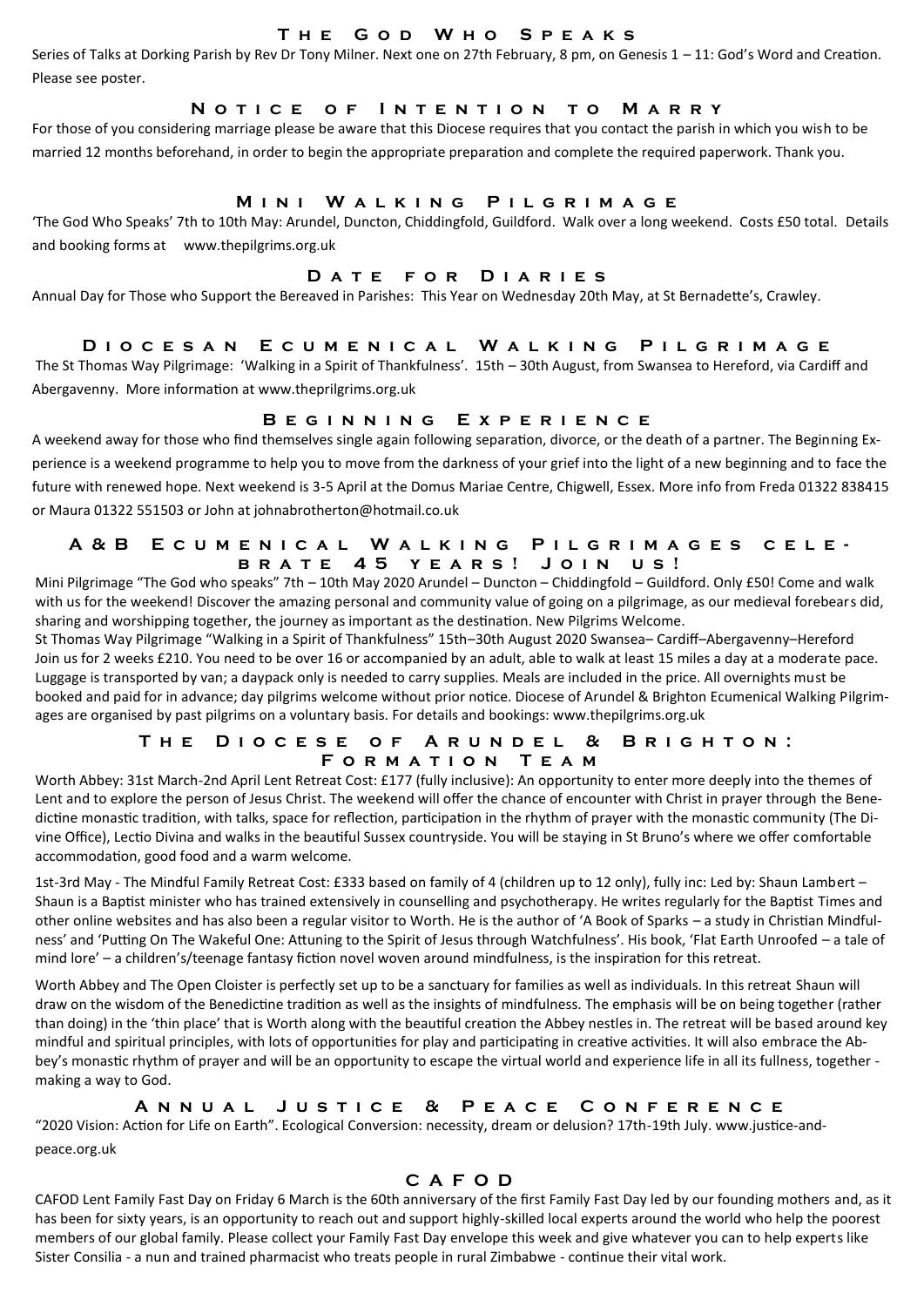## The God Who Speaks

Series of Talks at Dorking Parish by Rev Dr Tony Milner. Next one on 27th February, 8 pm, on Genesis 1 – 11: God's Word and Creation. Please see poster.

## Notice of Intention to Marry

For those of you considering marriage please be aware that this Diocese requires that you contact the parish in which you wish to be married 12 months beforehand, in order to begin the appropriate preparation and complete the required paperwork. Thank you.

## Mini Walking Pilgrimage

'The God Who Speaks' 7th to 10th May: Arundel, Duncton, Chiddingfold, Guildford. Walk over a long weekend. Costs £50 total. Details and booking forms at www.thepilgrims.org.uk

## Date for Diaries

Annual Day for Those who Support the Bereaved in Parishes: This Year on Wednesday 20th May, at St Bernadette's, Crawley.

## Diocesan Ecumenical Walking Pilgrimage

The St Thomas Way Pilgrimage: 'Walking in a Spirit of Thankfulness'. 15th – 30th August, from Swansea to Hereford, via Cardiff and Abergavenny. More information at www.theprilgrims.org.uk

## Beginning Experience

A weekend away for those who find themselves single again following separation, divorce, or the death of a partner. The Beginning Experience is a weekend programme to help you to move from the darkness of your grief into the light of a new beginning and to face the future with renewed hope. Next weekend is 3-5 April at the Domus Mariae Centre, Chigwell, Essex. More info from Freda 01322 838415 or Maura 01322 551503 or John at johnabrotherton@hotmail.co.uk

## A&B Ecumenical Walking Pilgrimages celebrate 45 years! Join us!

Mini Pilgrimage "The God who speaks" 7th – 10th May 2020 Arundel – Duncton – Chiddingfold – Guildford. Only £50! Come and walk with us for the weekend! Discover the amazing personal and community value of going on a pilgrimage, as our medieval forebears did, sharing and worshipping together, the journey as important as the destination. New Pilgrims Welcome.

St Thomas Way Pilgrimage "Walking in a Spirit of Thankfulness" 15th–30th August 2020 Swansea– Cardiff–Abergavenny–Hereford Join us for 2 weeks £210. You need to be over 16 or accompanied by an adult, able to walk at least 15 miles a day at a moderate pace. Luggage is transported by van; a daypack only is needed to carry supplies. Meals are included in the price. All overnights must be booked and paid for in advance; day pilgrims welcome without prior notice. Diocese of Arundel & Brighton Ecumenical Walking Pilgrimages are organised by past pilgrims on a voluntary basis. For details and bookings: www.thepilgrims.org.uk

## The Diocese of Arundel & Brighton: Formation Team

Worth Abbey: 31st March-2nd April Lent Retreat Cost: £177 (fully inclusive): An opportunity to enter more deeply into the themes of Lent and to explore the person of Jesus Christ. The weekend will offer the chance of encounter with Christ in prayer through the Benedictine monastic tradition, with talks, space for reflection, participation in the rhythm of prayer with the monastic community (The Divine Office), Lectio Divina and walks in the beautiful Sussex countryside. You will be staying in St Bruno's where we offer comfortable accommodation, good food and a warm welcome.

1st-3rd May - The Mindful Family Retreat Cost: £333 based on family of 4 (children up to 12 only), fully inc: Led by: Shaun Lambert – Shaun is a Baptist minister who has trained extensively in counselling and psychotherapy. He writes regularly for the Baptist Times and other online websites and has also been a regular visitor to Worth. He is the author of 'A Book of Sparks – a study in Christian Mindfulness' and 'Putting On The Wakeful One: Attuning to the Spirit of Jesus through Watchfulness'. His book, 'Flat Earth Unroofed – a tale of mind lore' – a children's/teenage fantasy fiction novel woven around mindfulness, is the inspiration for this retreat.

Worth Abbey and The Open Cloister is perfectly set up to be a sanctuary for families as well as individuals. In this retreat Shaun will draw on the wisdom of the Benedictine tradition as well as the insights of mindfulness. The emphasis will be on being together (rather than doing) in the 'thin place' that is Worth along with the beautiful creation the Abbey nestles in. The retreat will be based around key mindful and spiritual principles, with lots of opportunities for play and participating in creative activities. It will also embrace the Abbey's monastic rhythm of prayer and will be an opportunity to escape the virtual world and experience life in all its fullness, together - making a way to God.

## Annual Justice & Peace Conference

"2020 Vision: Action for Life on Earth". Ecological Conversion: necessity, dream or delusion? 17th-19th July. www.justice-and-peace.org.uk

## CAFOD

CAFOD Lent Family Fast Day on Friday 6 March is the 60th anniversary of the first Family Fast Day led by our founding mothers and, as it has been for sixty years, is an opportunity to reach out and support highly-skilled local experts around the world who help the poorest members of our global family. Please collect your Family Fast Day envelope this week and give whatever you can to help experts like Sister Consilia - a nun and trained pharmacist who treats people in rural Zimbabwe - continue their vital work.